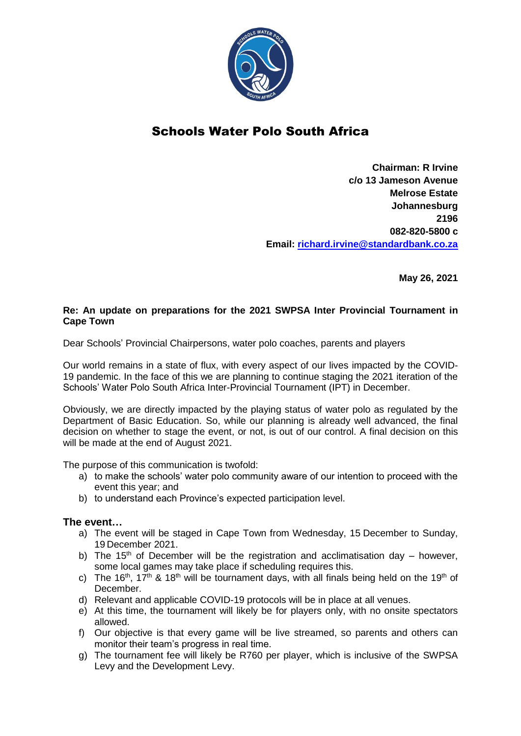# Schools Water Polo South Africa

**Chairman: R Irvine**
**c/o 13 Jameson Avenue**
**Melrose Estate**
**Johannesburg**
**2196**
**082-820-5800 c**
**Email: [richard.irvine@standardbank.co.za](mailto:richard.irvine@standardbank.co.za)**

**May 26, 2021**

**Re: An update on preparations for the 2021 SWPSA Inter Provincial Tournament in Cape Town**

Dear Schools' Provincial Chairpersons, water polo coaches, parents and players

Our world remains in a state of flux, with every aspect of our lives impacted by the COVID-19 pandemic. In the face of this we are planning to continue staging the 2021 iteration of the Schools' Water Polo South Africa Inter-Provincial Tournament (IPT) in December.

Obviously, we are directly impacted by the playing status of water polo as regulated by the Department of Basic Education. So, while our planning is already well advanced, the final decision on whether to stage the event, or not, is out of our control. A final decision on this will be made at the end of August 2021.

The purpose of this communication is twofold:

a) to make the schools' water polo community aware of our intention to proceed with the event this year; and
b) to understand each Province's expected participation level.

## The event…

a) The event will be staged in Cape Town from Wednesday, 15 December to Sunday, 19 December 2021.
b) The 15th of December will be the registration and acclimatisation day – however, some local games may take place if scheduling requires this.
c) The 16th, 17th & 18th will be tournament days, with all finals being held on the 19th of December.
d) Relevant and applicable COVID-19 protocols will be in place at all venues.
e) At this time, the tournament will likely be for players only, with no onsite spectators allowed.
f) Our objective is that every game will be live streamed, so parents and others can monitor their team's progress in real time.
g) The tournament fee will likely be R760 per player, which is inclusive of the SWPSA Levy and the Development Levy.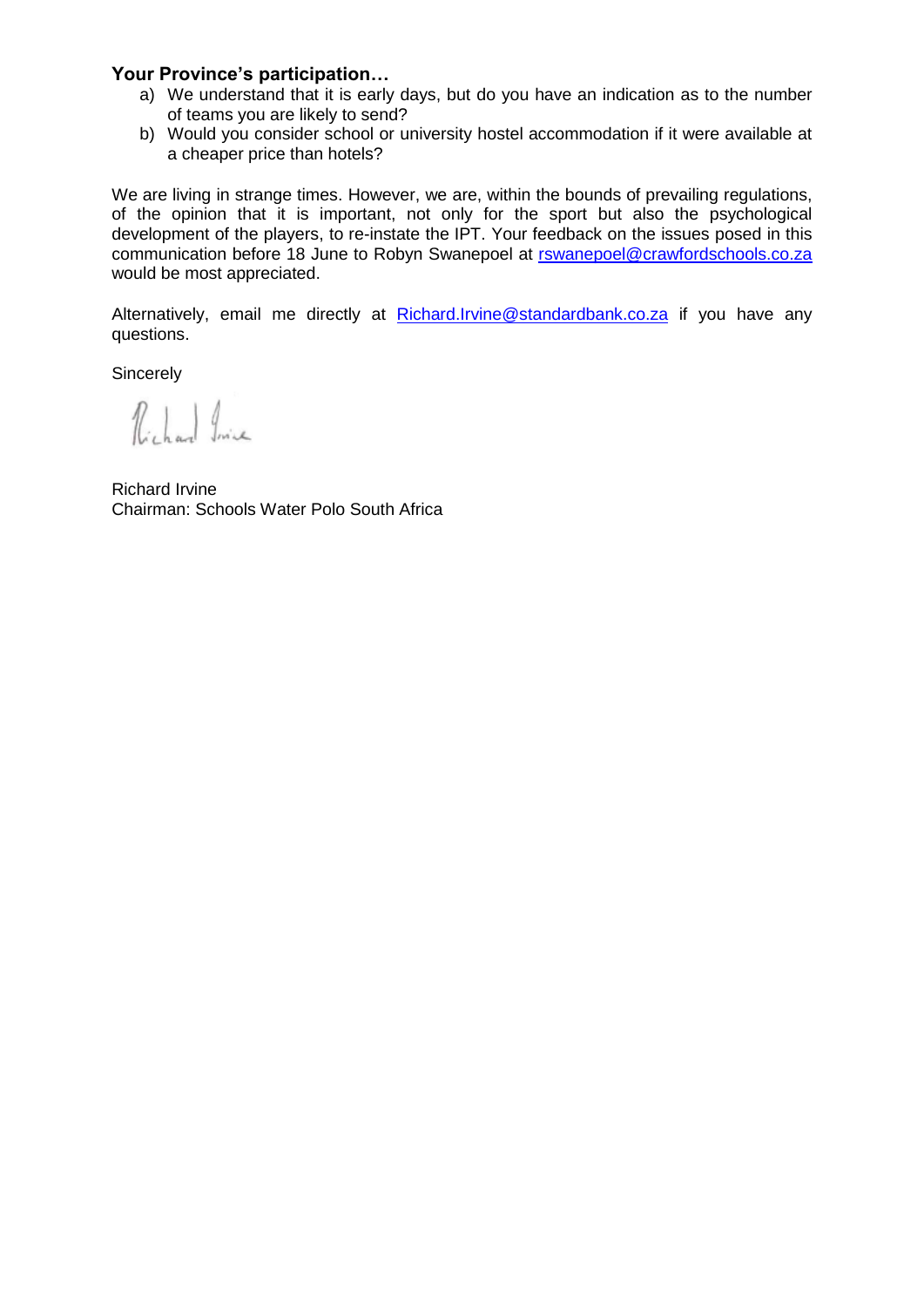**Your Province's participation…**

a) We understand that it is early days, but do you have an indication as to the number of teams you are likely to send?
b) Would you consider school or university hostel accommodation if it were available at a cheaper price than hotels?

We are living in strange times. However, we are, within the bounds of prevailing regulations, of the opinion that it is important, not only for the sport but also the psychological development of the players, to re-instate the IPT. Your feedback on the issues posed in this communication before 18 June to Robyn Swanepoel at rswanepoel@crawfordschools.co.za would be most appreciated.

Alternatively, email me directly at Richard.Irvine@standardbank.co.za if you have any questions.

Sincerely

Richard Irvine
Chairman: Schools Water Polo South Africa